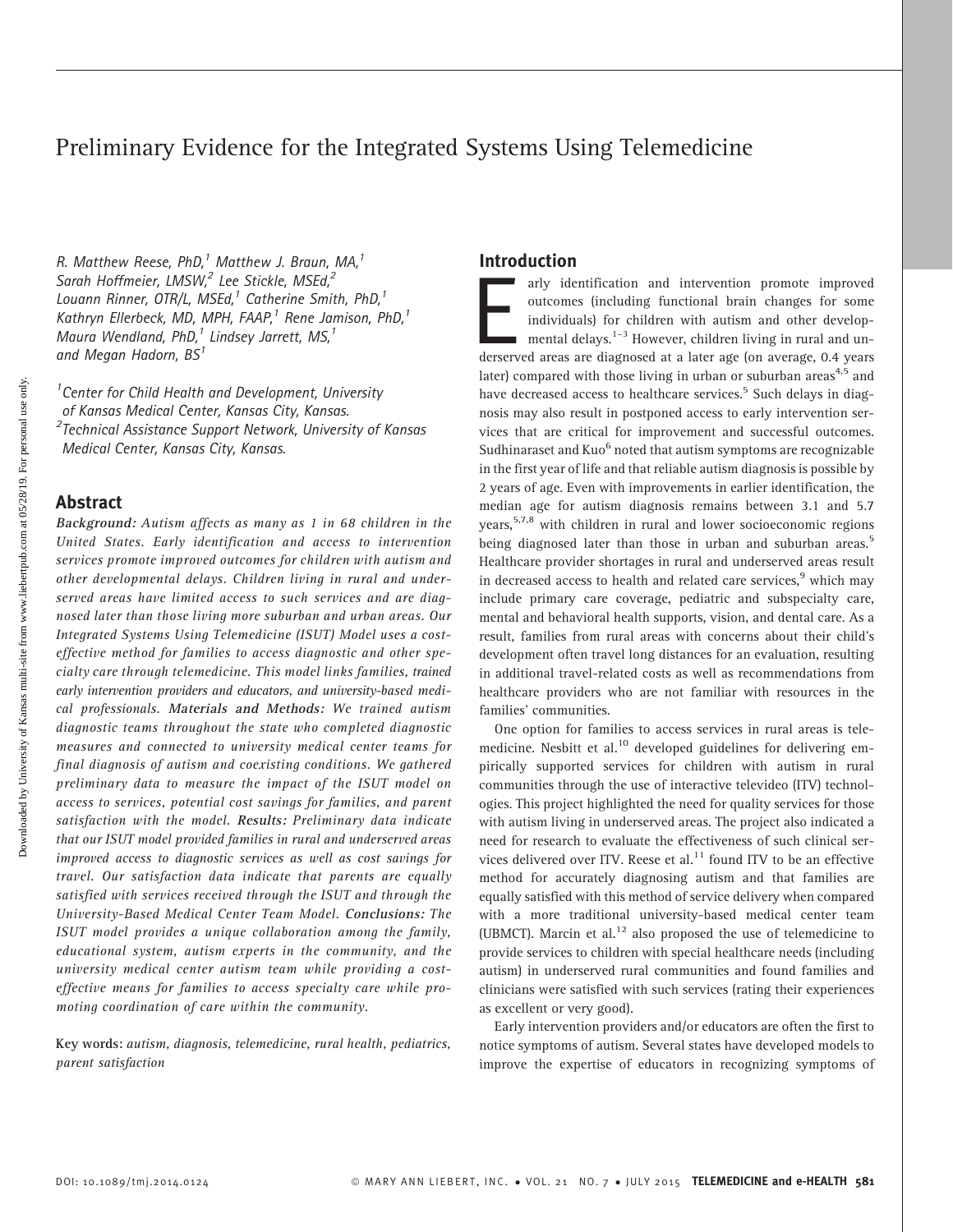# Preliminary Evidence for the Integrated Systems Using Telemedicine

R. Matthew Reese, PhD,[1] Matthew J. Braun, MA,[1] Sarah Hoffmeier, LMSW,[2] Lee Stickle, MSEd,[2] Louann Rinner, OTR/L, MSEd,[1] Catherine Smith, PhD,[1] Kathryn Ellerbeck, MD, MPH, FAAP,[1] Rene Jamison, PhD,[1] Maura Wendland, PhD,[1] Lindsey Jarrett, MS,[1] and Megan Hadorn, BS[1]

[1]Center for Child Health and Development, University of Kansas Medical Center, Kansas City, Kansas.

[2]Technical Assistance Support Network, University of Kansas Medical Center, Kansas City, Kansas.

## Abstract

***Background:*** *Autism affects as many as 1 in 68 children in the United States. Early identification and access to intervention services promote improved outcomes for children with autism and other developmental delays. Children living in rural and underserved areas have limited access to such services and are diagnosed later than those living more suburban and urban areas. Our Integrated Systems Using Telemedicine (ISUT) Model uses a cost-effective method for families to access diagnostic and other specialty care through telemedicine. This model links families, trained early intervention providers and educators, and university-based medical professionals.* ***Materials and Methods:*** *We trained autism diagnostic teams throughout the state who completed diagnostic measures and connected to university medical center teams for final diagnosis of autism and coexisting conditions. We gathered preliminary data to measure the impact of the ISUT model on access to services, potential cost savings for families, and parent satisfaction with the model.* ***Results:*** *Preliminary data indicate that our ISUT model provided families in rural and underserved areas improved access to diagnostic services as well as cost savings for travel. Our satisfaction data indicate that parents are equally satisfied with services received through the ISUT and through the University-Based Medical Center Team Model.* ***Conclusions:*** *The ISUT model provides a unique collaboration among the family, educational system, autism experts in the community, and the university medical center autism team while providing a cost-effective means for families to access specialty care while promoting coordination of care within the community.*

**Key words:** *autism, diagnosis, telemedicine, rural health, pediatrics, parent satisfaction*

## Introduction

Early identification and intervention promote improved outcomes (including functional brain changes for some individuals) for children with autism and other developmental delays.[1–3] However, children living in rural and underserved areas are diagnosed at a later age (on average, 0.4 years later) compared with those living in urban or suburban areas[4,5] and have decreased access to healthcare services.[5] Such delays in diagnosis may also result in postponed access to early intervention services that are critical for improvement and successful outcomes. Sudhinaraset and Kuo[6] noted that autism symptoms are recognizable in the first year of life and that reliable autism diagnosis is possible by 2 years of age. Even with improvements in earlier identification, the median age for autism diagnosis remains between 3.1 and 5.7 years,[5,7,8] with children in rural and lower socioeconomic regions being diagnosed later than those in urban and suburban areas.[5] Healthcare provider shortages in rural and underserved areas result in decreased access to health and related care services,[9] which may include primary care coverage, pediatric and subspecialty care, mental and behavioral health supports, vision, and dental care. As a result, families from rural areas with concerns about their child's development often travel long distances for an evaluation, resulting in additional travel-related costs as well as recommendations from healthcare providers who are not familiar with resources in the families' communities.

One option for families to access services in rural areas is telemedicine. Nesbitt et al.[10] developed guidelines for delivering empirically supported services for children with autism in rural communities through the use of interactive televideo (ITV) technologies. This project highlighted the need for quality services for those with autism living in underserved areas. The project also indicated a need for research to evaluate the effectiveness of such clinical services delivered over ITV. Reese et al.[11] found ITV to be an effective method for accurately diagnosing autism and that families are equally satisfied with this method of service delivery when compared with a more traditional university-based medical center team (UBMCT). Marcin et al.[12] also proposed the use of telemedicine to provide services to children with special healthcare needs (including autism) in underserved rural communities and found families and clinicians were satisfied with such services (rating their experiences as excellent or very good).

Early intervention providers and/or educators are often the first to notice symptoms of autism. Several states have developed models to improve the expertise of educators in recognizing symptoms of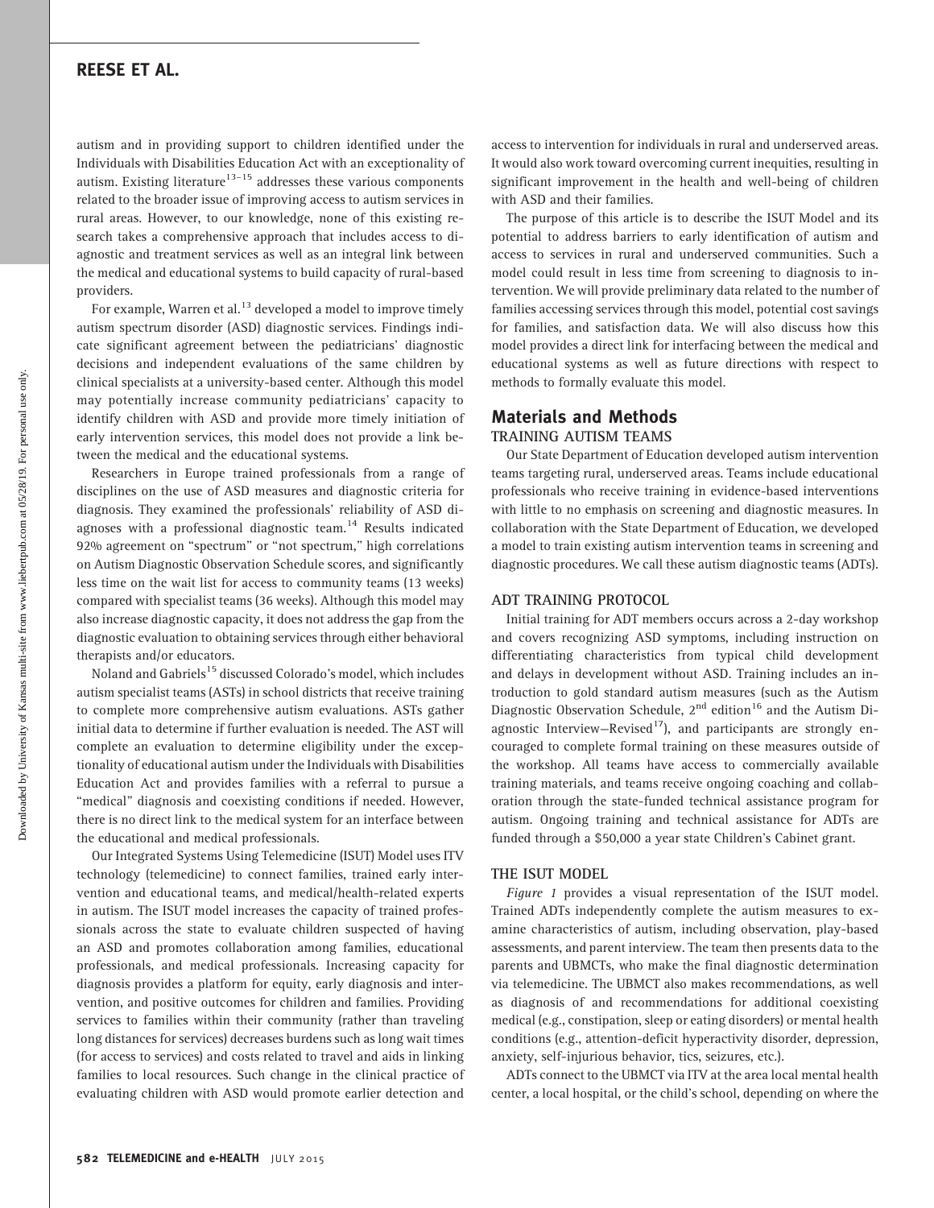autism and in providing support to children identified under the Individuals with Disabilities Education Act with an exceptionality of autism. Existing literature[13–15] addresses these various components related to the broader issue of improving access to autism services in rural areas. However, to our knowledge, none of this existing research takes a comprehensive approach that includes access to diagnostic and treatment services as well as an integral link between the medical and educational systems to build capacity of rural-based providers.

For example, Warren et al.[13] developed a model to improve timely autism spectrum disorder (ASD) diagnostic services. Findings indicate significant agreement between the pediatricians' diagnostic decisions and independent evaluations of the same children by clinical specialists at a university-based center. Although this model may potentially increase community pediatricians' capacity to identify children with ASD and provide more timely initiation of early intervention services, this model does not provide a link between the medical and the educational systems.

Researchers in Europe trained professionals from a range of disciplines on the use of ASD measures and diagnostic criteria for diagnosis. They examined the professionals' reliability of ASD diagnoses with a professional diagnostic team.[14] Results indicated 92% agreement on "spectrum" or "not spectrum," high correlations on Autism Diagnostic Observation Schedule scores, and significantly less time on the wait list for access to community teams (13 weeks) compared with specialist teams (36 weeks). Although this model may also increase diagnostic capacity, it does not address the gap from the diagnostic evaluation to obtaining services through either behavioral therapists and/or educators.

Noland and Gabriels[15] discussed Colorado's model, which includes autism specialist teams (ASTs) in school districts that receive training to complete more comprehensive autism evaluations. ASTs gather initial data to determine if further evaluation is needed. The AST will complete an evaluation to determine eligibility under the exceptionality of educational autism under the Individuals with Disabilities Education Act and provides families with a referral to pursue a "medical" diagnosis and coexisting conditions if needed. However, there is no direct link to the medical system for an interface between the educational and medical professionals.

Our Integrated Systems Using Telemedicine (ISUT) Model uses ITV technology (telemedicine) to connect families, trained early intervention and educational teams, and medical/health-related experts in autism. The ISUT model increases the capacity of trained professionals across the state to evaluate children suspected of having an ASD and promotes collaboration among families, educational professionals, and medical professionals. Increasing capacity for diagnosis provides a platform for equity, early diagnosis and intervention, and positive outcomes for children and families. Providing services to families within their community (rather than traveling long distances for services) decreases burdens such as long wait times (for access to services) and costs related to travel and aids in linking families to local resources. Such change in the clinical practice of evaluating children with ASD would promote earlier detection and access to intervention for individuals in rural and underserved areas. It would also work toward overcoming current inequities, resulting in significant improvement in the health and well-being of children with ASD and their families.

The purpose of this article is to describe the ISUT Model and its potential to address barriers to early identification of autism and access to services in rural and underserved communities. Such a model could result in less time from screening to diagnosis to intervention. We will provide preliminary data related to the number of families accessing services through this model, potential cost savings for families, and satisfaction data. We will also discuss how this model provides a direct link for interfacing between the medical and educational systems as well as future directions with respect to methods to formally evaluate this model.

## Materials and Methods

### TRAINING AUTISM TEAMS

Our State Department of Education developed autism intervention teams targeting rural, underserved areas. Teams include educational professionals who receive training in evidence-based interventions with little to no emphasis on screening and diagnostic measures. In collaboration with the State Department of Education, we developed a model to train existing autism intervention teams in screening and diagnostic procedures. We call these autism diagnostic teams (ADTs).

### ADT TRAINING PROTOCOL

Initial training for ADT members occurs across a 2-day workshop and covers recognizing ASD symptoms, including instruction on differentiating characteristics from typical child development and delays in development without ASD. Training includes an introduction to gold standard autism measures (such as the Autism Diagnostic Observation Schedule, 2nd edition[16] and the Autism Diagnostic Interview–Revised[17]), and participants are strongly encouraged to complete formal training on these measures outside of the workshop. All teams have access to commercially available training materials, and teams receive ongoing coaching and collaboration through the state-funded technical assistance program for autism. Ongoing training and technical assistance for ADTs are funded through a $50,000 a year state Children's Cabinet grant.

### THE ISUT MODEL

*Figure 1* provides a visual representation of the ISUT model. Trained ADTs independently complete the autism measures to examine characteristics of autism, including observation, play-based assessments, and parent interview. The team then presents data to the parents and UBMCTs, who make the final diagnostic determination via telemedicine. The UBMCT also makes recommendations, as well as diagnosis of and recommendations for additional coexisting medical (e.g., constipation, sleep or eating disorders) or mental health conditions (e.g., attention-deficit hyperactivity disorder, depression, anxiety, self-injurious behavior, tics, seizures, etc.).

ADTs connect to the UBMCT via ITV at the area local mental health center, a local hospital, or the child's school, depending on where the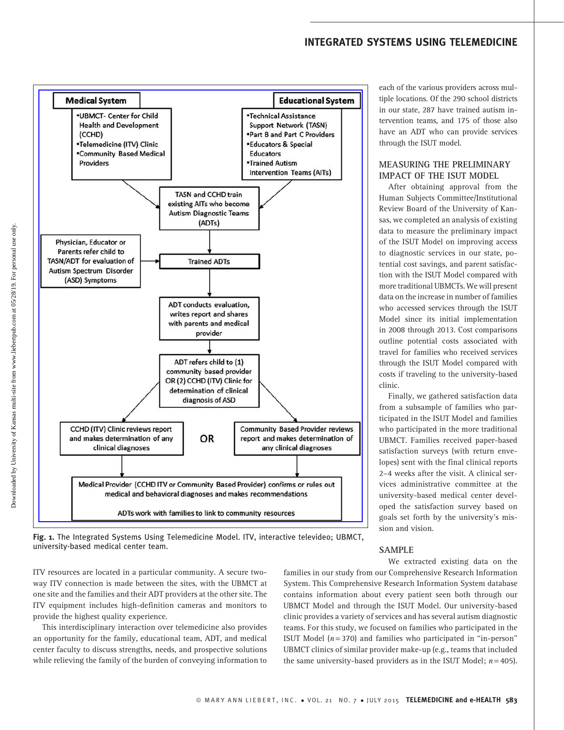Medical System

- UBMCT- Center for Child Health and Development (CCHD)
- Telemedicine (ITV) Clinic
- Community Based Medical Providers

Educational System

- Technical Assistance Support Network (TASN)
- Part B and Part C Providers
- Educators & Special Educators
- Trained Autism Intervention Teams (AITs)

TASN and CCHD train existing AITs who become Autism Diagnostic Teams (ADTs)

Physician, Educator or Parents refer child to TASN/ADT for evaluation of Autism Spectrum Disorder (ASD) Symptoms

Trained ADTs

ADT conducts evaluation, writes report and shares with parents and medical provider

ADT refers child to (1) community based provider OR (2) CCHD (ITV) Clinic for determination of clinical diagnosis of ASD

CCHD (ITV) Clinic reviews report and makes determination of any clinical diagnoses

OR

Community Based Provider reviews report and makes determination of any clinical diagnoses

Medical Provider (CCHD ITV or Community Based Provider) confirms or rules out medical and behavioral diagnoses and makes recommendations

ADTs work with families to link to community resources

**Fig. 1.** The Integrated Systems Using Telemedicine Model. ITV, interactive televideo; UBMCT, university-based medical center team.

ITV resources are located in a particular community. A secure two-way ITV connection is made between the sites, with the UBMCT at one site and the families and their ADT providers at the other site. The ITV equipment includes high-definition cameras and monitors to provide the highest quality experience.

This interdisciplinary interaction over telemedicine also provides an opportunity for the family, educational team, ADT, and medical center faculty to discuss strengths, needs, and prospective solutions while relieving the family of the burden of conveying information to each of the various providers across multiple locations. Of the 290 school districts in our state, 287 have trained autism intervention teams, and 175 of those also have an ADT who can provide services through the ISUT model.

## MEASURING THE PRELIMINARY IMPACT OF THE ISUT MODEL

After obtaining approval from the Human Subjects Committee/Institutional Review Board of the University of Kansas, we completed an analysis of existing data to measure the preliminary impact of the ISUT Model on improving access to diagnostic services in our state, potential cost savings, and parent satisfaction with the ISUT Model compared with more traditional UBMCTs. We will present data on the increase in number of families who accessed services through the ISUT Model since its initial implementation in 2008 through 2013. Cost comparisons outline potential costs associated with travel for families who received services through the ISUT Model compared with costs if traveling to the university-based clinic.

Finally, we gathered satisfaction data from a subsample of families who participated in the ISUT Model and families who participated in the more traditional UBMCT. Families received paper-based satisfaction surveys (with return envelopes) sent with the final clinical reports 2–4 weeks after the visit. A clinical services administrative committee at the university-based medical center developed the satisfaction survey based on goals set forth by the university's mission and vision.

## SAMPLE

We extracted existing data on the families in our study from our Comprehensive Research Information System. This Comprehensive Research Information System database contains information about every patient seen both through our UBMCT Model and through the ISUT Model. Our university-based clinic provides a variety of services and has several autism diagnostic teams. For this study, we focused on families who participated in the ISUT Model ($n = 370$) and families who participated in "in-person" UBMCT clinics of similar provider make-up (e.g., teams that included the same university-based providers as in the ISUT Model; $n = 405$).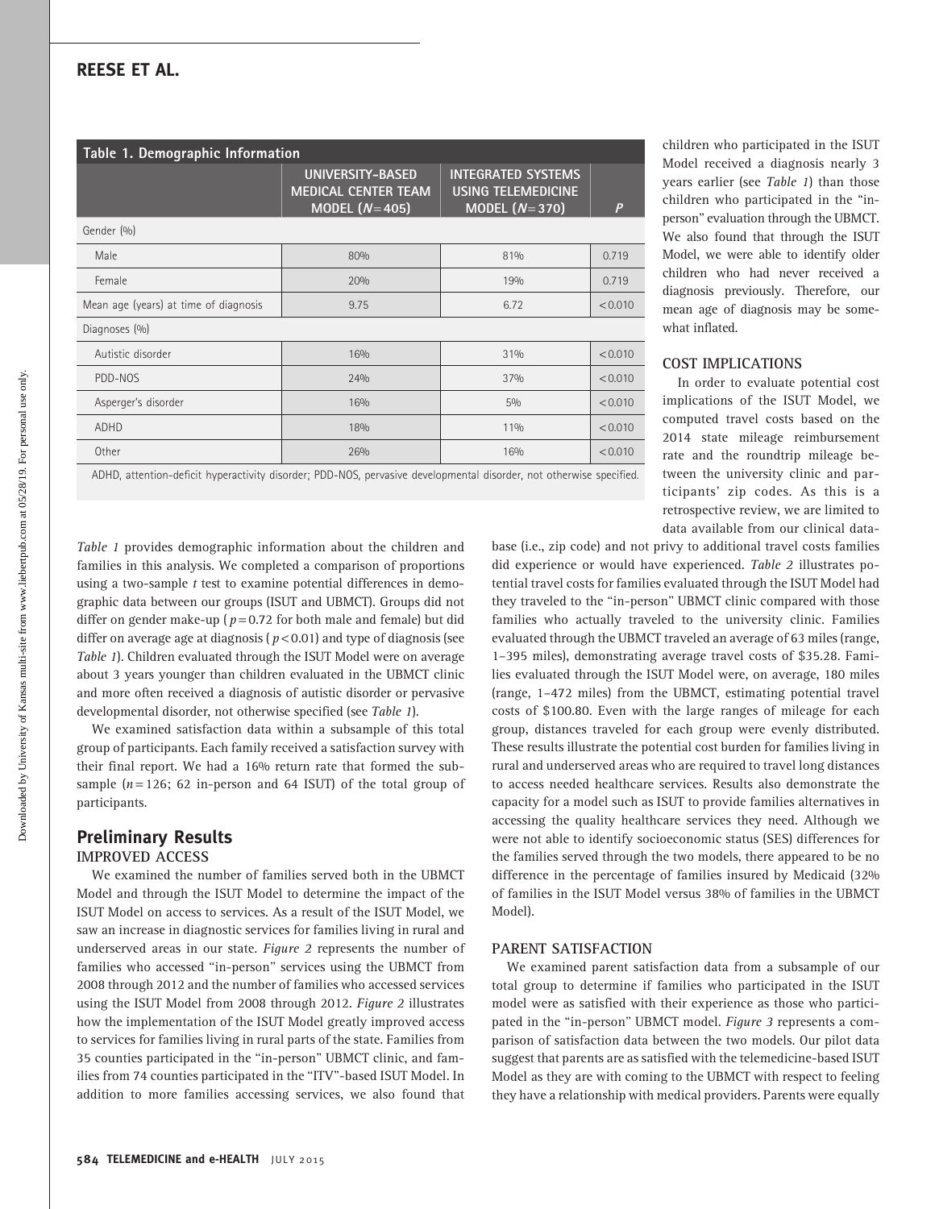**Table 1. Demographic Information**

| | UNIVERSITY-BASED MEDICAL CENTER TEAM MODEL ($N$=405) | INTEGRATED SYSTEMS USING TELEMEDICINE MODEL ($N$=370) | $P$ |
|---|---|---|---|
| Gender (%) | | | |
| Male | 80% | 81% | 0.719 |
| Female | 20% | 19% | 0.719 |
| Mean age (years) at time of diagnosis | 9.75 | 6.72 | <0.010 |
| Diagnoses (%) | | | |
| Autistic disorder | 16% | 31% | <0.010 |
| PDD-NOS | 24% | 37% | <0.010 |
| Asperger's disorder | 16% | 5% | <0.010 |
| ADHD | 18% | 11% | <0.010 |
| Other | 26% | 16% | <0.010 |

ADHD, attention-deficit hyperactivity disorder; PDD-NOS, pervasive developmental disorder, not otherwise specified.

*Table 1* provides demographic information about the children and families in this analysis. We completed a comparison of proportions using a two-sample $t$ test to examine potential differences in demographic data between our groups (ISUT and UBMCT). Groups did not differ on gender make-up ($p=0.72$ for both male and female) but did differ on average age at diagnosis ($p<0.01$) and type of diagnosis (see *Table 1*). Children evaluated through the ISUT Model were on average about 3 years younger than children evaluated in the UBMCT clinic and more often received a diagnosis of autistic disorder or pervasive developmental disorder, not otherwise specified (see *Table 1*).

We examined satisfaction data within a subsample of this total group of participants. Each family received a satisfaction survey with their final report. We had a 16% return rate that formed the subsample ($n=126$; 62 in-person and 64 ISUT) of the total group of participants.

## Preliminary Results

### IMPROVED ACCESS

We examined the number of families served both in the UBMCT Model and through the ISUT Model to determine the impact of the ISUT Model on access to services. As a result of the ISUT Model, we saw an increase in diagnostic services for families living in rural and underserved areas in our state. *Figure 2* represents the number of families who accessed "in-person" services using the UBMCT from 2008 through 2012 and the number of families who accessed services using the ISUT Model from 2008 through 2012. *Figure 2* illustrates how the implementation of the ISUT Model greatly improved access to services for families living in rural parts of the state. Families from 35 counties participated in the "in-person" UBMCT clinic, and families from 74 counties participated in the "ITV"-based ISUT Model. In addition to more families accessing services, we also found that children who participated in the ISUT Model received a diagnosis nearly 3 years earlier (see *Table 1*) than those children who participated in the "in-person" evaluation through the UBMCT. We also found that through the ISUT Model, we were able to identify older children who had never received a diagnosis previously. Therefore, our mean age of diagnosis may be somewhat inflated.

### COST IMPLICATIONS

In order to evaluate potential cost implications of the ISUT Model, we computed travel costs based on the 2014 state mileage reimbursement rate and the roundtrip mileage between the university clinic and participants' zip codes. As this is a retrospective review, we are limited to data available from our clinical database (i.e., zip code) and not privy to additional travel costs families did experience or would have experienced. *Table 2* illustrates potential travel costs for families evaluated through the ISUT Model had they traveled to the "in-person" UBMCT clinic compared with those families who actually traveled to the university clinic. Families evaluated through the UBMCT traveled an average of 63 miles (range, 1–395 miles), demonstrating average travel costs of $35.28. Families evaluated through the ISUT Model were, on average, 180 miles (range, 1–472 miles) from the UBMCT, estimating potential travel costs of $100.80. Even with the large ranges of mileage for each group, distances traveled for each group were evenly distributed. These results illustrate the potential cost burden for families living in rural and underserved areas who are required to travel long distances to access needed healthcare services. Results also demonstrate the capacity for a model such as ISUT to provide families alternatives in accessing the quality healthcare services they need. Although we were not able to identify socioeconomic status (SES) differences for the families served through the two models, there appeared to be no difference in the percentage of families insured by Medicaid (32% of families in the ISUT Model versus 38% of families in the UBMCT Model).

### PARENT SATISFACTION

We examined parent satisfaction data from a subsample of our total group to determine if families who participated in the ISUT model were as satisfied with their experience as those who participated in the "in-person" UBMCT model. *Figure 3* represents a comparison of satisfaction data between the two models. Our pilot data suggest that parents are as satisfied with the telemedicine-based ISUT Model as they are with coming to the UBMCT with respect to feeling they have a relationship with medical providers. Parents were equally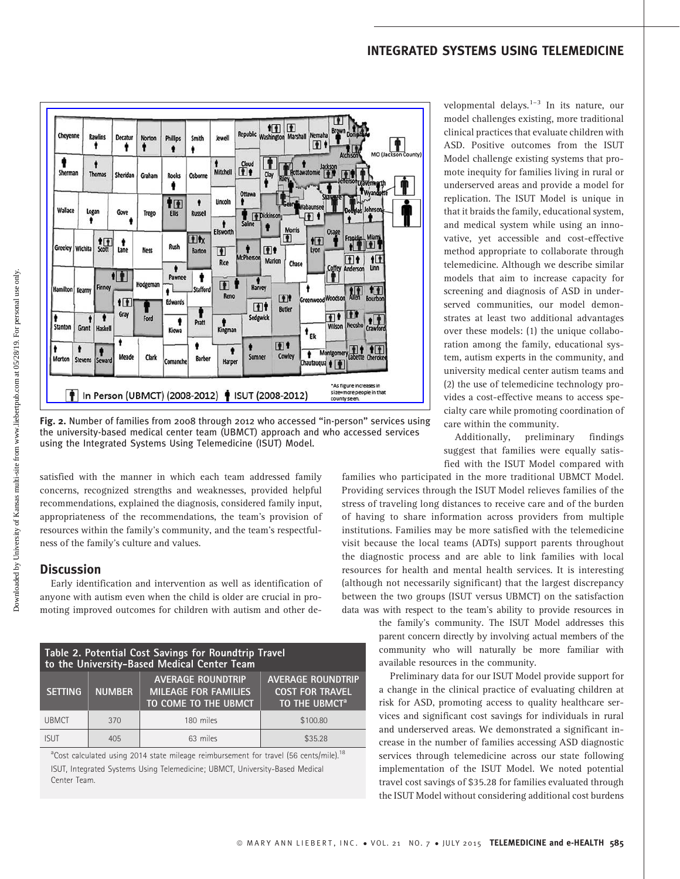Fig. 2. Number of families from 2008 through 2012 who accessed "in-person" services using the university-based medical center team (UBMCT) approach and who accessed services using the Integrated Systems Using Telemedicine (ISUT) Model.

satisfied with the manner in which each team addressed family concerns, recognized strengths and weaknesses, provided helpful recommendations, explained the diagnosis, considered family input, appropriateness of the recommendations, the team's provision of resources within the family's community, and the team's respectfulness of the family's culture and values.

## Discussion

Early identification and intervention as well as identification of anyone with autism even when the child is older are crucial in promoting improved outcomes for children with autism and other developmental delays.[1–3] In its nature, our model challenges existing, more traditional clinical practices that evaluate children with ASD. Positive outcomes from the ISUT Model challenge existing systems that promote inequity for families living in rural or underserved areas and provide a model for replication. The ISUT Model is unique in that it braids the family, educational system, and medical system while using an innovative, yet accessible and cost-effective method appropriate to collaborate through telemedicine. Although we describe similar models that aim to increase capacity for screening and diagnosis of ASD in underserved communities, our model demonstrates at least two additional advantages over these models: (1) the unique collaboration among the family, educational system, autism experts in the community, and university medical center autism teams and (2) the use of telemedicine technology provides a cost-effective means to access specialty care while promoting coordination of care within the community.

Additionally, preliminary findings suggest that families were equally satisfied with the ISUT Model compared with families who participated in the more traditional UBMCT Model. Providing services through the ISUT Model relieves families of the stress of traveling long distances to receive care and of the burden of having to share information across providers from multiple institutions. Families may be more satisfied with the telemedicine visit because the local teams (ADTs) support parents throughout the diagnostic process and are able to link families with local resources for health and mental health services. It is interesting (although not necessarily significant) that the largest discrepancy between the two groups (ISUT versus UBMCT) on the satisfaction data was with respect to the team's ability to provide resources in the family's community. The ISUT Model addresses this parent concern directly by involving actual members of the community who will naturally be more familiar with available resources in the community.

**Table 2. Potential Cost Savings for Roundtrip Travel to the University-Based Medical Center Team**

| SETTING | NUMBER | AVERAGE ROUNDTRIP MILEAGE FOR FAMILIES TO COME TO THE UBMCT | AVERAGE ROUNDTRIP COST FOR TRAVEL TO THE UBMCT[a] |
|---|---|---|---|
| UBMCT | 370 | 180 miles | $100.80 |
| ISUT | 405 | 63 miles | $35.28 |

[a]Cost calculated using 2014 state mileage reimbursement for travel (56 cents/mile).[18]

ISUT, Integrated Systems Using Telemedicine; UBMCT, University-Based Medical Center Team.

Preliminary data for our ISUT Model provide support for a change in the clinical practice of evaluating children at risk for ASD, promoting access to quality healthcare services and significant cost savings for individuals in rural and underserved areas. We demonstrated a significant increase in the number of families accessing ASD diagnostic services through telemedicine across our state following implementation of the ISUT Model. We noted potential travel cost savings of $35.28 for families evaluated through the ISUT Model without considering additional cost burdens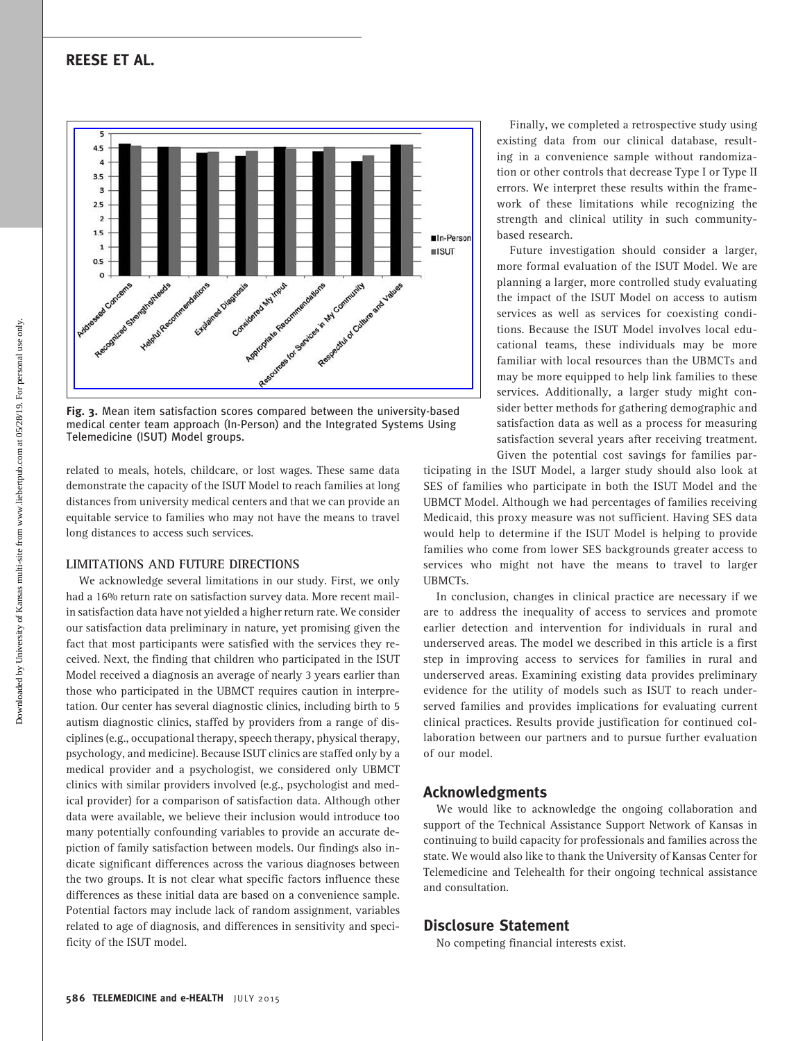Fig. 3. Mean item satisfaction scores compared between the university-based medical center team approach (In-Person) and the Integrated Systems Using Telemedicine (ISUT) Model groups.

related to meals, hotels, childcare, or lost wages. These same data demonstrate the capacity of the ISUT Model to reach families at long distances from university medical centers and that we can provide an equitable service to families who may not have the means to travel long distances to access such services.

## LIMITATIONS AND FUTURE DIRECTIONS

We acknowledge several limitations in our study. First, we only had a 16% return rate on satisfaction survey data. More recent mail-in satisfaction data have not yielded a higher return rate. We consider our satisfaction data preliminary in nature, yet promising given the fact that most participants were satisfied with the services they received. Next, the finding that children who participated in the ISUT Model received a diagnosis an average of nearly 3 years earlier than those who participated in the UBMCT requires caution in interpretation. Our center has several diagnostic clinics, including birth to 5 autism diagnostic clinics, staffed by providers from a range of disciplines (e.g., occupational therapy, speech therapy, physical therapy, psychology, and medicine). Because ISUT clinics are staffed only by a medical provider and a psychologist, we considered only UBMCT clinics with similar providers involved (e.g., psychologist and medical provider) for a comparison of satisfaction data. Although other data were available, we believe their inclusion would introduce too many potentially confounding variables to provide an accurate depiction of family satisfaction between models. Our findings also indicate significant differences across the various diagnoses between the two groups. It is not clear what specific factors influence these differences as these initial data are based on a convenience sample. Potential factors may include lack of random assignment, variables related to age of diagnosis, and differences in sensitivity and specificity of the ISUT model.

Finally, we completed a retrospective study using existing data from our clinical database, resulting in a convenience sample without randomization or other controls that decrease Type I or Type II errors. We interpret these results within the framework of these limitations while recognizing the strength and clinical utility in such community-based research.

Future investigation should consider a larger, more formal evaluation of the ISUT Model. We are planning a larger, more controlled study evaluating the impact of the ISUT Model on access to autism services as well as services for coexisting conditions. Because the ISUT Model involves local educational teams, these individuals may be more familiar with local resources than the UBMCTs and may be more equipped to help link families to these services. Additionally, a larger study might consider better methods for gathering demographic and satisfaction data as well as a process for measuring satisfaction several years after receiving treatment. Given the potential cost savings for families participating in the ISUT Model, a larger study should also look at SES of families who participate in both the ISUT Model and the UBMCT Model. Although we had percentages of families receiving Medicaid, this proxy measure was not sufficient. Having SES data would help to determine if the ISUT Model is helping to provide families who come from lower SES backgrounds greater access to services who might not have the means to travel to larger UBMCTs.

In conclusion, changes in clinical practice are necessary if we are to address the inequality of access to services and promote earlier detection and intervention for individuals in rural and underserved areas. The model we described in this article is a first step in improving access to services for families in rural and underserved areas. Examining existing data provides preliminary evidence for the utility of models such as ISUT to reach underserved families and provides implications for evaluating current clinical practices. Results provide justification for continued collaboration between our partners and to pursue further evaluation of our model.

## Acknowledgments

We would like to acknowledge the ongoing collaboration and support of the Technical Assistance Support Network of Kansas in continuing to build capacity for professionals and families across the state. We would also like to thank the University of Kansas Center for Telemedicine and Telehealth for their ongoing technical assistance and consultation.

## Disclosure Statement

No competing financial interests exist.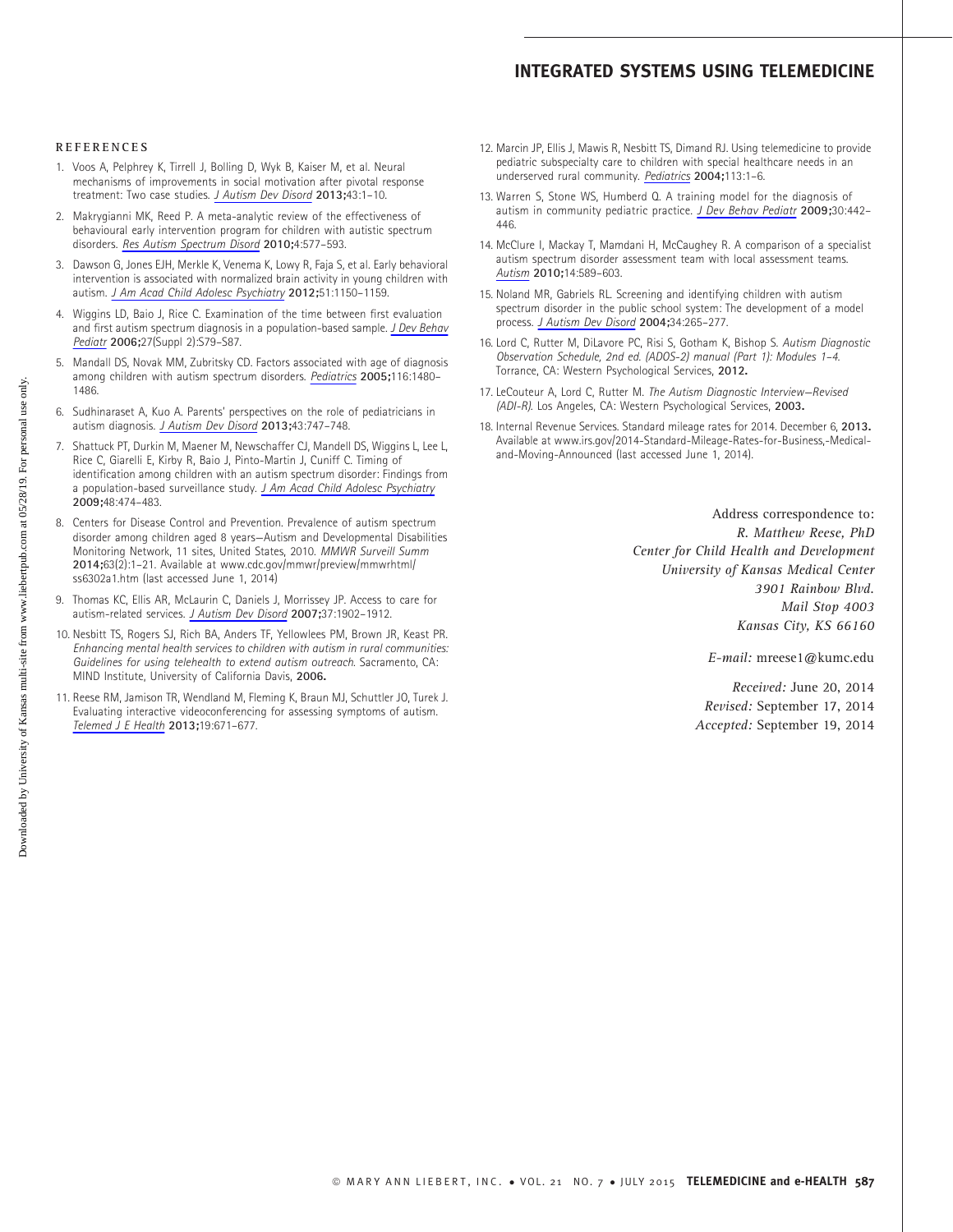## REFERENCES

1. Voos A, Pelphrey K, Tirrell J, Bolling D, Wyk B, Kaiser M, et al. Neural mechanisms of improvements in social motivation after pivotal response treatment: Two case studies. *J Autism Dev Disord* **2013;**43:1–10.
2. Makrygianni MK, Reed P. A meta-analytic review of the effectiveness of behavioural early intervention program for children with autistic spectrum disorders. *Res Autism Spectrum Disord* **2010;**4:577–593.
3. Dawson G, Jones EJH, Merkle K, Venema K, Lowy R, Faja S, et al. Early behavioral intervention is associated with normalized brain activity in young children with autism. *J Am Acad Child Adolesc Psychiatry* **2012;**51:1150–1159.
4. Wiggins LD, Baio J, Rice C. Examination of the time between first evaluation and first autism spectrum diagnosis in a population-based sample. *J Dev Behav Pediatr* **2006;**27(Suppl 2):S79–S87.
5. Mandall DS, Novak MM, Zubritsky CD. Factors associated with age of diagnosis among children with autism spectrum disorders. *Pediatrics* **2005;**116:1480–1486.
6. Sudhinaraset A, Kuo A. Parents' perspectives on the role of pediatricians in autism diagnosis. *J Autism Dev Disord* **2013;**43:747–748.
7. Shattuck PT, Durkin M, Maener M, Newschaffer CJ, Mandell DS, Wiggins L, Lee L, Rice C, Giarelli E, Kirby R, Baio J, Pinto-Martin J, Cuniff C. Timing of identification among children with an autism spectrum disorder: Findings from a population-based surveillance study. *J Am Acad Child Adolesc Psychiatry* **2009;**48:474–483.
8. Centers for Disease Control and Prevention. Prevalence of autism spectrum disorder among children aged 8 years—Autism and Developmental Disabilities Monitoring Network, 11 sites, United States, 2010. *MMWR Surveill Summ* **2014;**63(2):1–21. Available at www.cdc.gov/mmwr/preview/mmwrhtml/ss6302a1.htm (last accessed June 1, 2014)
9. Thomas KC, Ellis AR, McLaurin C, Daniels J, Morrissey JP. Access to care for autism-related services. *J Autism Dev Disord* **2007;**37:1902–1912.
10. Nesbitt TS, Rogers SJ, Rich BA, Anders TF, Yellowlees PM, Brown JR, Keast PR. *Enhancing mental health services to children with autism in rural communities: Guidelines for using telehealth to extend autism outreach*. Sacramento, CA: MIND Institute, University of California Davis, **2006.**
11. Reese RM, Jamison TR, Wendland M, Fleming K, Braun MJ, Schuttler JO, Turek J. Evaluating interactive videoconferencing for assessing symptoms of autism. *Telemed J E Health* **2013;**19:671–677.
12. Marcin JP, Ellis J, Mawis R, Nesbitt TS, Dimand RJ. Using telemedicine to provide pediatric subspecialty care to children with special healthcare needs in an underserved rural community. *Pediatrics* **2004;**113:1–6.
13. Warren S, Stone WS, Humberd Q. A training model for the diagnosis of autism in community pediatric practice. *J Dev Behav Pediatr* **2009;**30:442–446.
14. McClure I, Mackay T, Mamdani H, McCaughey R. A comparison of a specialist autism spectrum disorder assessment team with local assessment teams. *Autism* **2010;**14:589–603.
15. Noland MR, Gabriels RL. Screening and identifying children with autism spectrum disorder in the public school system: The development of a model process. *J Autism Dev Disord* **2004;**34:265–277.
16. Lord C, Rutter M, DiLavore PC, Risi S, Gotham K, Bishop S. *Autism Diagnostic Observation Schedule, 2nd ed. (ADOS-2) manual (Part 1): Modules 1–4.* Torrance, CA: Western Psychological Services, **2012.**
17. LeCouteur A, Lord C, Rutter M. *The Autism Diagnostic Interview—Revised (ADI-R).* Los Angeles, CA: Western Psychological Services, **2003.**
18. Internal Revenue Services. Standard mileage rates for 2014. December 6, **2013.** Available at www.irs.gov/2014-Standard-Mileage-Rates-for-Business,-Medical-and-Moving-Announced (last accessed June 1, 2014).

Address correspondence to:
*R. Matthew Reese, PhD*
*Center for Child Health and Development*
*University of Kansas Medical Center*
*3901 Rainbow Blvd.*
*Mail Stop 4003*
*Kansas City, KS 66160*

*E-mail:* mreese1@kumc.edu

*Received:* June 20, 2014
*Revised:* September 17, 2014
*Accepted:* September 19, 2014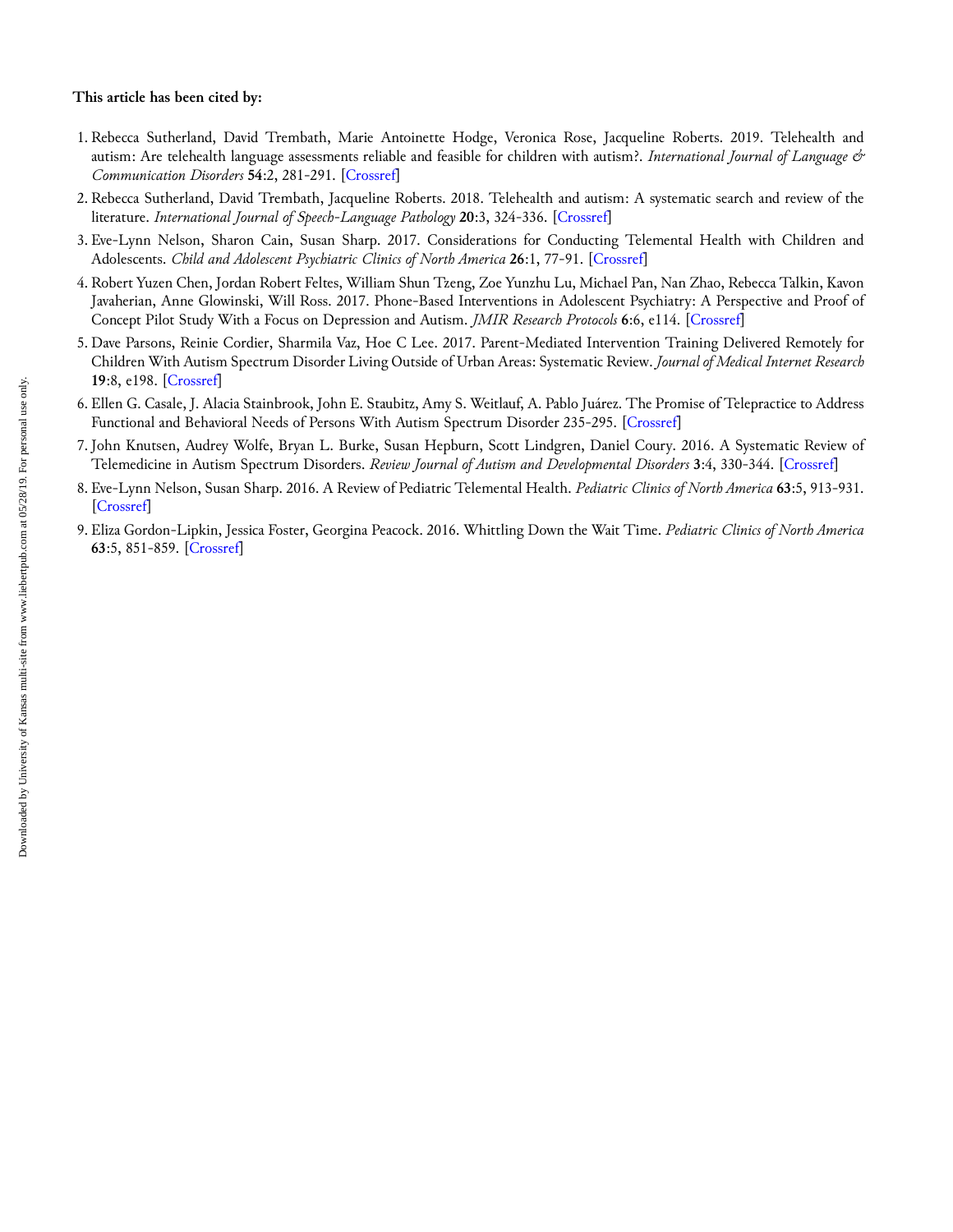**This article has been cited by:**

1. Rebecca Sutherland, David Trembath, Marie Antoinette Hodge, Veronica Rose, Jacqueline Roberts. 2019. Telehealth and autism: Are telehealth language assessments reliable and feasible for children with autism?. *International Journal of Language & Communication Disorders* **54**:2, 281-291. [Crossref]
2. Rebecca Sutherland, David Trembath, Jacqueline Roberts. 2018. Telehealth and autism: A systematic search and review of the literature. *International Journal of Speech-Language Pathology* **20**:3, 324-336. [Crossref]
3. Eve-Lynn Nelson, Sharon Cain, Susan Sharp. 2017. Considerations for Conducting Telemental Health with Children and Adolescents. *Child and Adolescent Psychiatric Clinics of North America* **26**:1, 77-91. [Crossref]
4. Robert Yuzen Chen, Jordan Robert Feltes, William Shun Tzeng, Zoe Yunzhu Lu, Michael Pan, Nan Zhao, Rebecca Talkin, Kavon Javaherian, Anne Glowinski, Will Ross. 2017. Phone-Based Interventions in Adolescent Psychiatry: A Perspective and Proof of Concept Pilot Study With a Focus on Depression and Autism. *JMIR Research Protocols* **6**:6, e114. [Crossref]
5. Dave Parsons, Reinie Cordier, Sharmila Vaz, Hoe C Lee. 2017. Parent-Mediated Intervention Training Delivered Remotely for Children With Autism Spectrum Disorder Living Outside of Urban Areas: Systematic Review. *Journal of Medical Internet Research* **19**:8, e198. [Crossref]
6. Ellen G. Casale, J. Alacia Stainbrook, John E. Staubitz, Amy S. Weitlauf, A. Pablo Juárez. The Promise of Telepractice to Address Functional and Behavioral Needs of Persons With Autism Spectrum Disorder 235-295. [Crossref]
7. John Knutsen, Audrey Wolfe, Bryan L. Burke, Susan Hepburn, Scott Lindgren, Daniel Coury. 2016. A Systematic Review of Telemedicine in Autism Spectrum Disorders. *Review Journal of Autism and Developmental Disorders* **3**:4, 330-344. [Crossref]
8. Eve-Lynn Nelson, Susan Sharp. 2016. A Review of Pediatric Telemental Health. *Pediatric Clinics of North America* **63**:5, 913-931. [Crossref]
9. Eliza Gordon-Lipkin, Jessica Foster, Georgina Peacock. 2016. Whittling Down the Wait Time. *Pediatric Clinics of North America* **63**:5, 851-859. [Crossref]